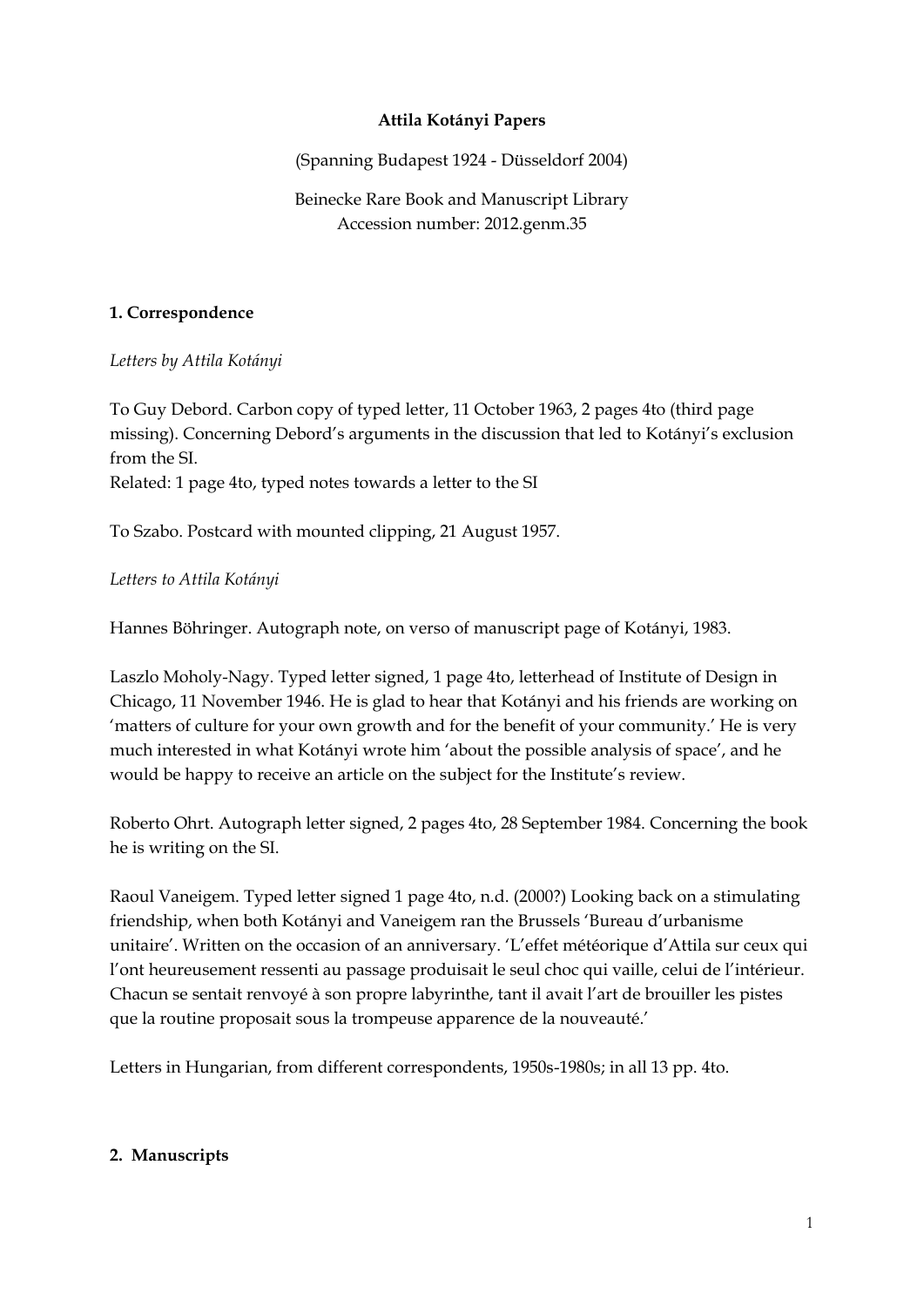# Attila Kotányi Papers

(Spanning Budapest 1924 - Düsseldorf 2004)

Beinecke Rare Book and Manuscript Library
Accession number: 2012.genm.35

## 1. Correspondence

*Letters by Attila Kotányi*

To Guy Debord. Carbon copy of typed letter, 11 October 1963, 2 pages 4to (third page missing). Concerning Debord's arguments in the discussion that led to Kotányi's exclusion from the SI.
Related: 1 page 4to, typed notes towards a letter to the SI

To Szabo. Postcard with mounted clipping, 21 August 1957.

*Letters to Attila Kotányi*

Hannes Böhringer. Autograph note, on verso of manuscript page of Kotányi, 1983.

Laszlo Moholy-Nagy. Typed letter signed, 1 page 4to, letterhead of Institute of Design in Chicago, 11 November 1946. He is glad to hear that Kotányi and his friends are working on 'matters of culture for your own growth and for the benefit of your community.' He is very much interested in what Kotányi wrote him 'about the possible analysis of space', and he would be happy to receive an article on the subject for the Institute's review.

Roberto Ohrt. Autograph letter signed, 2 pages 4to, 28 September 1984. Concerning the book he is writing on the SI.

Raoul Vaneigem. Typed letter signed 1 page 4to, n.d. (2000?) Looking back on a stimulating friendship, when both Kotányi and Vaneigem ran the Brussels 'Bureau d'urbanisme unitaire'. Written on the occasion of an anniversary. 'L'effet météorique d'Attila sur ceux qui l'ont heureusement ressenti au passage produisait le seul choc qui vaille, celui de l'intérieur. Chacun se sentait renvoyé à son propre labyrinthe, tant il avait l'art de brouiller les pistes que la routine proposait sous la trompeuse apparence de la nouveauté.'

Letters in Hungarian, from different correspondents, 1950s-1980s; in all 13 pp. 4to.

## 2. Manuscripts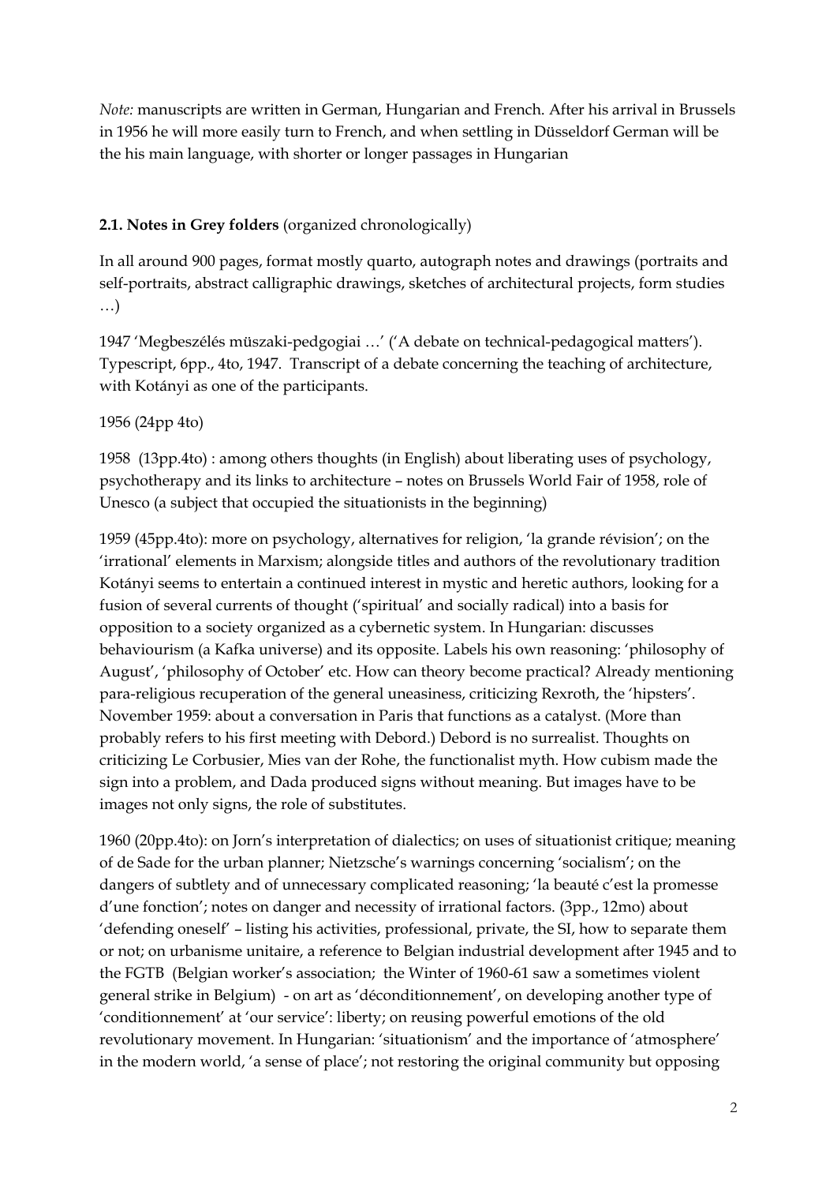*Note:* manuscripts are written in German, Hungarian and French. After his arrival in Brussels in 1956 he will more easily turn to French, and when settling in Düsseldorf German will be the his main language, with shorter or longer passages in Hungarian

**2.1. Notes in Grey folders** (organized chronologically)

In all around 900 pages, format mostly quarto, autograph notes and drawings (portraits and self-portraits, abstract calligraphic drawings, sketches of architectural projects, form studies …)

1947 'Megbeszélés müszaki-pedgogiai …' ('A debate on technical-pedagogical matters'). Typescript, 6pp., 4to, 1947. Transcript of a debate concerning the teaching of architecture, with Kotányi as one of the participants.

1956 (24pp 4to)

1958 (13pp.4to) : among others thoughts (in English) about liberating uses of psychology, psychotherapy and its links to architecture – notes on Brussels World Fair of 1958, role of Unesco (a subject that occupied the situationists in the beginning)

1959 (45pp.4to): more on psychology, alternatives for religion, 'la grande révision'; on the 'irrational' elements in Marxism; alongside titles and authors of the revolutionary tradition Kotányi seems to entertain a continued interest in mystic and heretic authors, looking for a fusion of several currents of thought ('spiritual' and socially radical) into a basis for opposition to a society organized as a cybernetic system. In Hungarian: discusses behaviourism (a Kafka universe) and its opposite. Labels his own reasoning: 'philosophy of August', 'philosophy of October' etc. How can theory become practical? Already mentioning para-religious recuperation of the general uneasiness, criticizing Rexroth, the 'hipsters'. November 1959: about a conversation in Paris that functions as a catalyst. (More than probably refers to his first meeting with Debord.) Debord is no surrealist. Thoughts on criticizing Le Corbusier, Mies van der Rohe, the functionalist myth. How cubism made the sign into a problem, and Dada produced signs without meaning. But images have to be images not only signs, the role of substitutes.

1960 (20pp.4to): on Jorn's interpretation of dialectics; on uses of situationist critique; meaning of de Sade for the urban planner; Nietzsche's warnings concerning 'socialism'; on the dangers of subtlety and of unnecessary complicated reasoning; 'la beauté c'est la promesse d'une fonction'; notes on danger and necessity of irrational factors. (3pp., 12mo) about 'defending oneself' – listing his activities, professional, private, the SI, how to separate them or not; on urbanisme unitaire, a reference to Belgian industrial development after 1945 and to the FGTB (Belgian worker's association; the Winter of 1960-61 saw a sometimes violent general strike in Belgium) - on art as 'déconditionnement', on developing another type of 'conditionnement' at 'our service': liberty; on reusing powerful emotions of the old revolutionary movement. In Hungarian: 'situationism' and the importance of 'atmosphere' in the modern world, 'a sense of place'; not restoring the original community but opposing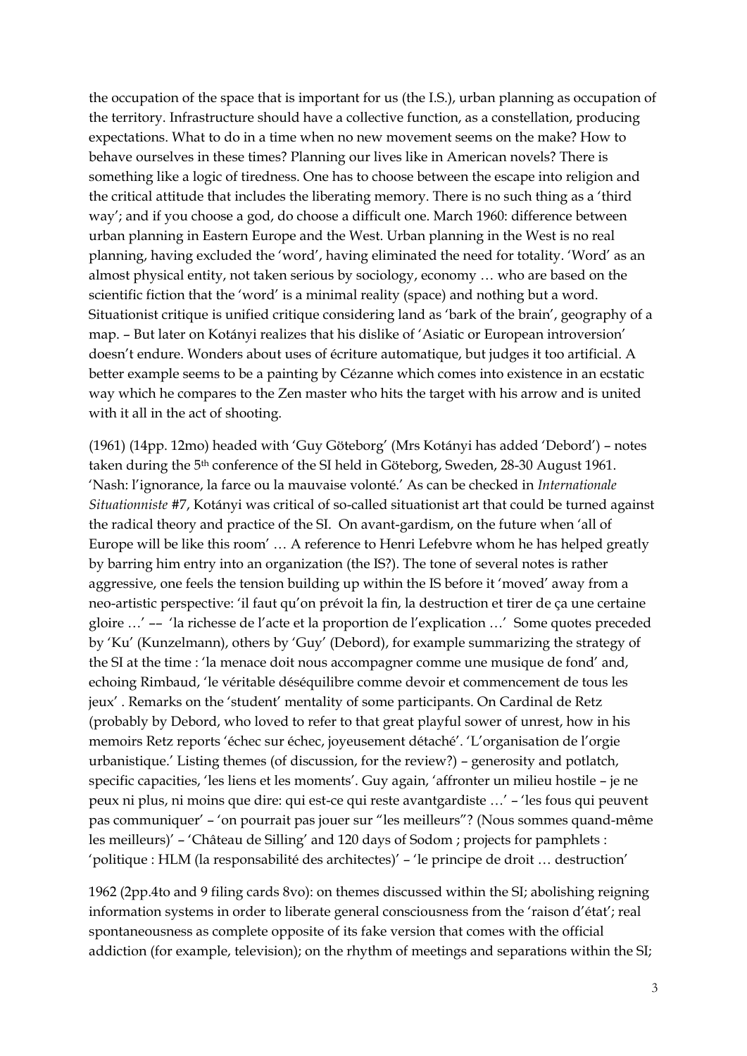the occupation of the space that is important for us (the I.S.), urban planning as occupation of the territory. Infrastructure should have a collective function, as a constellation, producing expectations. What to do in a time when no new movement seems on the make? How to behave ourselves in these times? Planning our lives like in American novels? There is something like a logic of tiredness. One has to choose between the escape into religion and the critical attitude that includes the liberating memory. There is no such thing as a 'third way'; and if you choose a god, do choose a difficult one. March 1960: difference between urban planning in Eastern Europe and the West. Urban planning in the West is no real planning, having excluded the 'word', having eliminated the need for totality. 'Word' as an almost physical entity, not taken serious by sociology, economy … who are based on the scientific fiction that the 'word' is a minimal reality (space) and nothing but a word. Situationist critique is unified critique considering land as 'bark of the brain', geography of a map. – But later on Kotányi realizes that his dislike of 'Asiatic or European introversion' doesn't endure. Wonders about uses of écriture automatique, but judges it too artificial. A better example seems to be a painting by Cézanne which comes into existence in an ecstatic way which he compares to the Zen master who hits the target with his arrow and is united with it all in the act of shooting.

(1961) (14pp. 12mo) headed with 'Guy Göteborg' (Mrs Kotányi has added 'Debord') – notes taken during the 5th conference of the SI held in Göteborg, Sweden, 28-30 August 1961. 'Nash: l'ignorance, la farce ou la mauvaise volonté.' As can be checked in *Internationale Situationniste* #7, Kotányi was critical of so-called situationist art that could be turned against the radical theory and practice of the SI. On avant-gardism, on the future when 'all of Europe will be like this room' … A reference to Henri Lefebvre whom he has helped greatly by barring him entry into an organization (the IS?). The tone of several notes is rather aggressive, one feels the tension building up within the IS before it 'moved' away from a neo-artistic perspective: 'il faut qu'on prévoit la fin, la destruction et tirer de ça une certaine gloire …' –– 'la richesse de l'acte et la proportion de l'explication …' Some quotes preceded by 'Ku' (Kunzelmann), others by 'Guy' (Debord), for example summarizing the strategy of the SI at the time : 'la menace doit nous accompagner comme une musique de fond' and, echoing Rimbaud, 'le véritable déséquilibre comme devoir et commencement de tous les jeux' . Remarks on the 'student' mentality of some participants. On Cardinal de Retz (probably by Debord, who loved to refer to that great playful sower of unrest, how in his memoirs Retz reports 'échec sur échec, joyeusement détaché'. 'L'organisation de l'orgie urbanistique.' Listing themes (of discussion, for the review?) – generosity and potlatch, specific capacities, 'les liens et les moments'. Guy again, 'affronter un milieu hostile – je ne peux ni plus, ni moins que dire: qui est-ce qui reste avantgardiste …' – 'les fous qui peuvent pas communiquer' – 'on pourrait pas jouer sur "les meilleurs"? (Nous sommes quand-même les meilleurs)' – 'Château de Silling' and 120 days of Sodom ; projects for pamphlets : 'politique : HLM (la responsabilité des architectes)' – 'le principe de droit … destruction'

1962 (2pp.4to and 9 filing cards 8vo): on themes discussed within the SI; abolishing reigning information systems in order to liberate general consciousness from the 'raison d'état'; real spontaneousness as complete opposite of its fake version that comes with the official addiction (for example, television); on the rhythm of meetings and separations within the SI;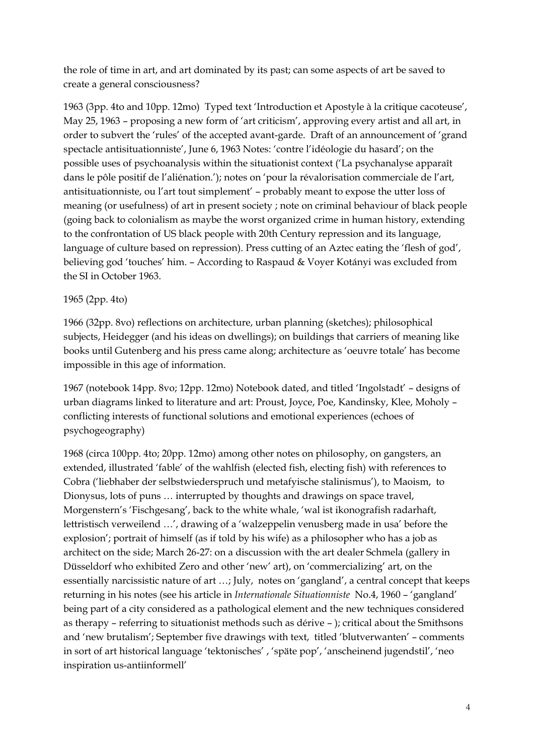the role of time in art, and art dominated by its past; can some aspects of art be saved to create a general consciousness?

1963 (3pp. 4to and 10pp. 12mo) Typed text 'Introduction et Apostyle à la critique cacoteuse', May 25, 1963 – proposing a new form of 'art criticism', approving every artist and all art, in order to subvert the 'rules' of the accepted avant-garde. Draft of an announcement of 'grand spectacle antisituationniste', June 6, 1963 Notes: 'contre l'idéologie du hasard'; on the possible uses of psychoanalysis within the situationist context ('La psychanalyse apparaît dans le pôle positif de l'aliénation.'); notes on 'pour la révalorisation commerciale de l'art, antisituationniste, ou l'art tout simplement' – probably meant to expose the utter loss of meaning (or usefulness) of art in present society ; note on criminal behaviour of black people (going back to colonialism as maybe the worst organized crime in human history, extending to the confrontation of US black people with 20th Century repression and its language, language of culture based on repression). Press cutting of an Aztec eating the 'flesh of god', believing god 'touches' him. – According to Raspaud & Voyer Kotányi was excluded from the SI in October 1963.

1965 (2pp. 4to)

1966 (32pp. 8vo) reflections on architecture, urban planning (sketches); philosophical subjects, Heidegger (and his ideas on dwellings); on buildings that carriers of meaning like books until Gutenberg and his press came along; architecture as 'oeuvre totale' has become impossible in this age of information.

1967 (notebook 14pp. 8vo; 12pp. 12mo) Notebook dated, and titled 'Ingolstadt' – designs of urban diagrams linked to literature and art: Proust, Joyce, Poe, Kandinsky, Klee, Moholy – conflicting interests of functional solutions and emotional experiences (echoes of psychogeography)

1968 (circa 100pp. 4to; 20pp. 12mo) among other notes on philosophy, on gangsters, an extended, illustrated 'fable' of the wahlfish (elected fish, electing fish) with references to Cobra ('liebhaber der selbstwiederspruch und metafyische stalinismus'), to Maoism, to Dionysus, lots of puns … interrupted by thoughts and drawings on space travel, Morgenstern's 'Fischgesang', back to the white whale, 'wal ist ikonografish radarhaft, lettristisch verweilend …', drawing of a 'walzeppelin venusberg made in usa' before the explosion'; portrait of himself (as if told by his wife) as a philosopher who has a job as architect on the side; March 26-27: on a discussion with the art dealer Schmela (gallery in Düsseldorf who exhibited Zero and other 'new' art), on 'commercializing' art, on the essentially narcissistic nature of art …; July, notes on 'gangland', a central concept that keeps returning in his notes (see his article in *Internationale Situationniste* No.4, 1960 – 'gangland' being part of a city considered as a pathological element and the new techniques considered as therapy – referring to situationist methods such as dérive – ); critical about the Smithsons and 'new brutalism'; September five drawings with text, titled 'blutverwanten' – comments in sort of art historical language 'tektonisches' , 'späte pop', 'anscheinend jugendstil', 'neo inspiration us-antiinformell'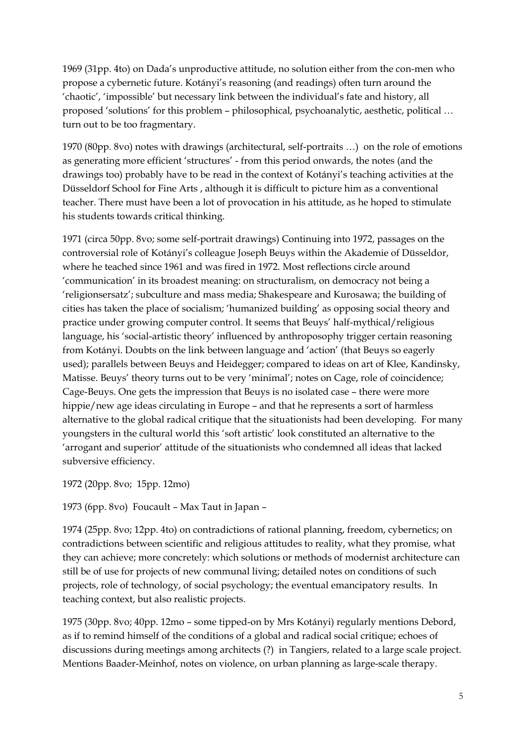1969 (31pp. 4to) on Dada's unproductive attitude, no solution either from the con-men who propose a cybernetic future. Kotányi's reasoning (and readings) often turn around the 'chaotic', 'impossible' but necessary link between the individual's fate and history, all proposed 'solutions' for this problem – philosophical, psychoanalytic, aesthetic, political … turn out to be too fragmentary.

1970 (80pp. 8vo) notes with drawings (architectural, self-portraits …) on the role of emotions as generating more efficient 'structures' - from this period onwards, the notes (and the drawings too) probably have to be read in the context of Kotányi's teaching activities at the Düsseldorf School for Fine Arts , although it is difficult to picture him as a conventional teacher. There must have been a lot of provocation in his attitude, as he hoped to stimulate his students towards critical thinking.

1971 (circa 50pp. 8vo; some self-portrait drawings) Continuing into 1972, passages on the controversial role of Kotányi's colleague Joseph Beuys within the Akademie of Düsseldor, where he teached since 1961 and was fired in 1972. Most reflections circle around 'communication' in its broadest meaning: on structuralism, on democracy not being a 'religionsersatz'; subculture and mass media; Shakespeare and Kurosawa; the building of cities has taken the place of socialism; 'humanized building' as opposing social theory and practice under growing computer control. It seems that Beuys' half-mythical/religious language, his 'social-artistic theory' influenced by anthroposophy trigger certain reasoning from Kotányi. Doubts on the link between language and 'action' (that Beuys so eagerly used); parallels between Beuys and Heidegger; compared to ideas on art of Klee, Kandinsky, Matisse. Beuys' theory turns out to be very 'minimal'; notes on Cage, role of coincidence; Cage-Beuys. One gets the impression that Beuys is no isolated case – there were more hippie/new age ideas circulating in Europe – and that he represents a sort of harmless alternative to the global radical critique that the situationists had been developing. For many youngsters in the cultural world this 'soft artistic' look constituted an alternative to the 'arrogant and superior' attitude of the situationists who condemned all ideas that lacked subversive efficiency.

1972 (20pp. 8vo; 15pp. 12mo)

1973 (6pp. 8vo) Foucault – Max Taut in Japan –

1974 (25pp. 8vo; 12pp. 4to) on contradictions of rational planning, freedom, cybernetics; on contradictions between scientific and religious attitudes to reality, what they promise, what they can achieve; more concretely: which solutions or methods of modernist architecture can still be of use for projects of new communal living; detailed notes on conditions of such projects, role of technology, of social psychology; the eventual emancipatory results. In teaching context, but also realistic projects.

1975 (30pp. 8vo; 40pp. 12mo – some tipped-on by Mrs Kotányi) regularly mentions Debord, as if to remind himself of the conditions of a global and radical social critique; echoes of discussions during meetings among architects (?) in Tangiers, related to a large scale project. Mentions Baader-Meinhof, notes on violence, on urban planning as large-scale therapy.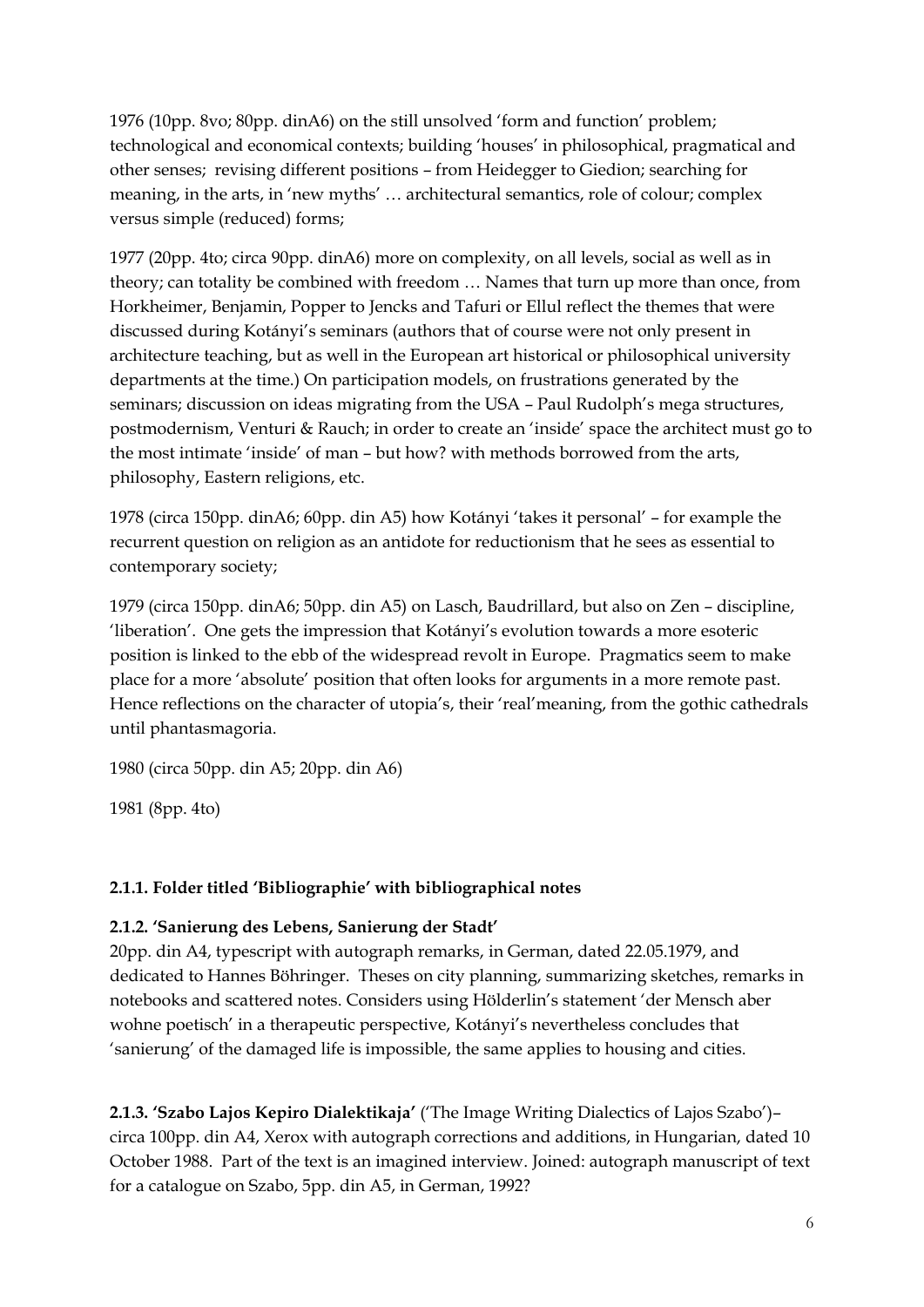1976 (10pp. 8vo; 80pp. dinA6) on the still unsolved 'form and function' problem; technological and economical contexts; building 'houses' in philosophical, pragmatical and other senses; revising different positions – from Heidegger to Giedion; searching for meaning, in the arts, in 'new myths' … architectural semantics, role of colour; complex versus simple (reduced) forms;

1977 (20pp. 4to; circa 90pp. dinA6) more on complexity, on all levels, social as well as in theory; can totality be combined with freedom … Names that turn up more than once, from Horkheimer, Benjamin, Popper to Jencks and Tafuri or Ellul reflect the themes that were discussed during Kotányi's seminars (authors that of course were not only present in architecture teaching, but as well in the European art historical or philosophical university departments at the time.) On participation models, on frustrations generated by the seminars; discussion on ideas migrating from the USA – Paul Rudolph's mega structures, postmodernism, Venturi & Rauch; in order to create an 'inside' space the architect must go to the most intimate 'inside' of man – but how? with methods borrowed from the arts, philosophy, Eastern religions, etc.

1978 (circa 150pp. dinA6; 60pp. din A5) how Kotányi 'takes it personal' – for example the recurrent question on religion as an antidote for reductionism that he sees as essential to contemporary society;

1979 (circa 150pp. dinA6; 50pp. din A5) on Lasch, Baudrillard, but also on Zen – discipline, 'liberation'. One gets the impression that Kotányi's evolution towards a more esoteric position is linked to the ebb of the widespread revolt in Europe. Pragmatics seem to make place for a more 'absolute' position that often looks for arguments in a more remote past. Hence reflections on the character of utopia's, their 'real'meaning, from the gothic cathedrals until phantasmagoria.

1980 (circa 50pp. din A5; 20pp. din A6)

1981 (8pp. 4to)

**2.1.1. Folder titled 'Bibliographie' with bibliographical notes**

**2.1.2. 'Sanierung des Lebens, Sanierung der Stadt'**
20pp. din A4, typescript with autograph remarks, in German, dated 22.05.1979, and dedicated to Hannes Böhringer. Theses on city planning, summarizing sketches, remarks in notebooks and scattered notes. Considers using Hölderlin's statement 'der Mensch aber wohne poetisch' in a therapeutic perspective, Kotányi's nevertheless concludes that 'sanierung' of the damaged life is impossible, the same applies to housing and cities.

**2.1.3. 'Szabo Lajos Kepiro Dialektikaja'** ('The Image Writing Dialectics of Lajos Szabo')– circa 100pp. din A4, Xerox with autograph corrections and additions, in Hungarian, dated 10 October 1988. Part of the text is an imagined interview. Joined: autograph manuscript of text for a catalogue on Szabo, 5pp. din A5, in German, 1992?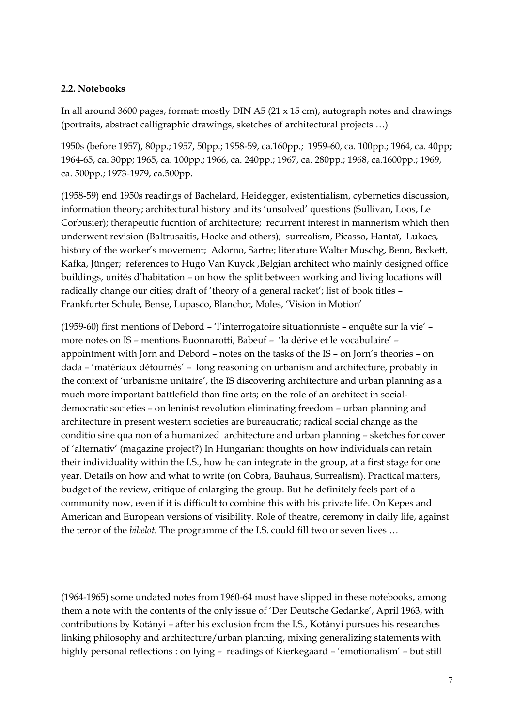**2.2. Notebooks**

In all around 3600 pages, format: mostly DIN A5 (21 x 15 cm), autograph notes and drawings (portraits, abstract calligraphic drawings, sketches of architectural projects …)

1950s (before 1957), 80pp.; 1957, 50pp.; 1958-59, ca.160pp.; 1959-60, ca. 100pp.; 1964, ca. 40pp; 1964-65, ca. 30pp; 1965, ca. 100pp.; 1966, ca. 240pp.; 1967, ca. 280pp.; 1968, ca.1600pp.; 1969, ca. 500pp.; 1973-1979, ca.500pp.

(1958-59) end 1950s readings of Bachelard, Heidegger, existentialism, cybernetics discussion, information theory; architectural history and its 'unsolved' questions (Sullivan, Loos, Le Corbusier); therapeutic fucntion of architecture; recurrent interest in mannerism which then underwent revision (Baltrusaitis, Hocke and others); surrealism, Picasso, Hantaï, Lukacs, history of the worker's movement; Adorno, Sartre; literature Walter Muschg, Benn, Beckett, Kafka, Jünger; references to Hugo Van Kuyck ,Belgian architect who mainly designed office buildings, unités d'habitation – on how the split between working and living locations will radically change our cities; draft of 'theory of a general racket'; list of book titles – Frankfurter Schule, Bense, Lupasco, Blanchot, Moles, 'Vision in Motion'

(1959-60) first mentions of Debord – 'l'interrogatoire situationniste – enquête sur la vie' – more notes on IS – mentions Buonnarotti, Babeuf – 'la dérive et le vocabulaire' – appointment with Jorn and Debord – notes on the tasks of the IS – on Jorn's theories – on dada – 'matériaux détournés' – long reasoning on urbanism and architecture, probably in the context of 'urbanisme unitaire', the IS discovering architecture and urban planning as a much more important battlefield than fine arts; on the role of an architect in social-democratic societies – on leninist revolution eliminating freedom – urban planning and architecture in present western societies are bureaucratic; radical social change as the conditio sine qua non of a humanized architecture and urban planning – sketches for cover of 'alternativ' (magazine project?) In Hungarian: thoughts on how individuals can retain their individuality within the I.S., how he can integrate in the group, at a first stage for one year. Details on how and what to write (on Cobra, Bauhaus, Surrealism). Practical matters, budget of the review, critique of enlarging the group. But he definitely feels part of a community now, even if it is difficult to combine this with his private life. On Kepes and American and European versions of visibility. Role of theatre, ceremony in daily life, against the terror of the *bibelot*. The programme of the I.S. could fill two or seven lives …

(1964-1965) some undated notes from 1960-64 must have slipped in these notebooks, among them a note with the contents of the only issue of 'Der Deutsche Gedanke', April 1963, with contributions by Kotányi – after his exclusion from the I.S., Kotányi pursues his researches linking philosophy and architecture/urban planning, mixing generalizing statements with highly personal reflections : on lying – readings of Kierkegaard – 'emotionalism' – but still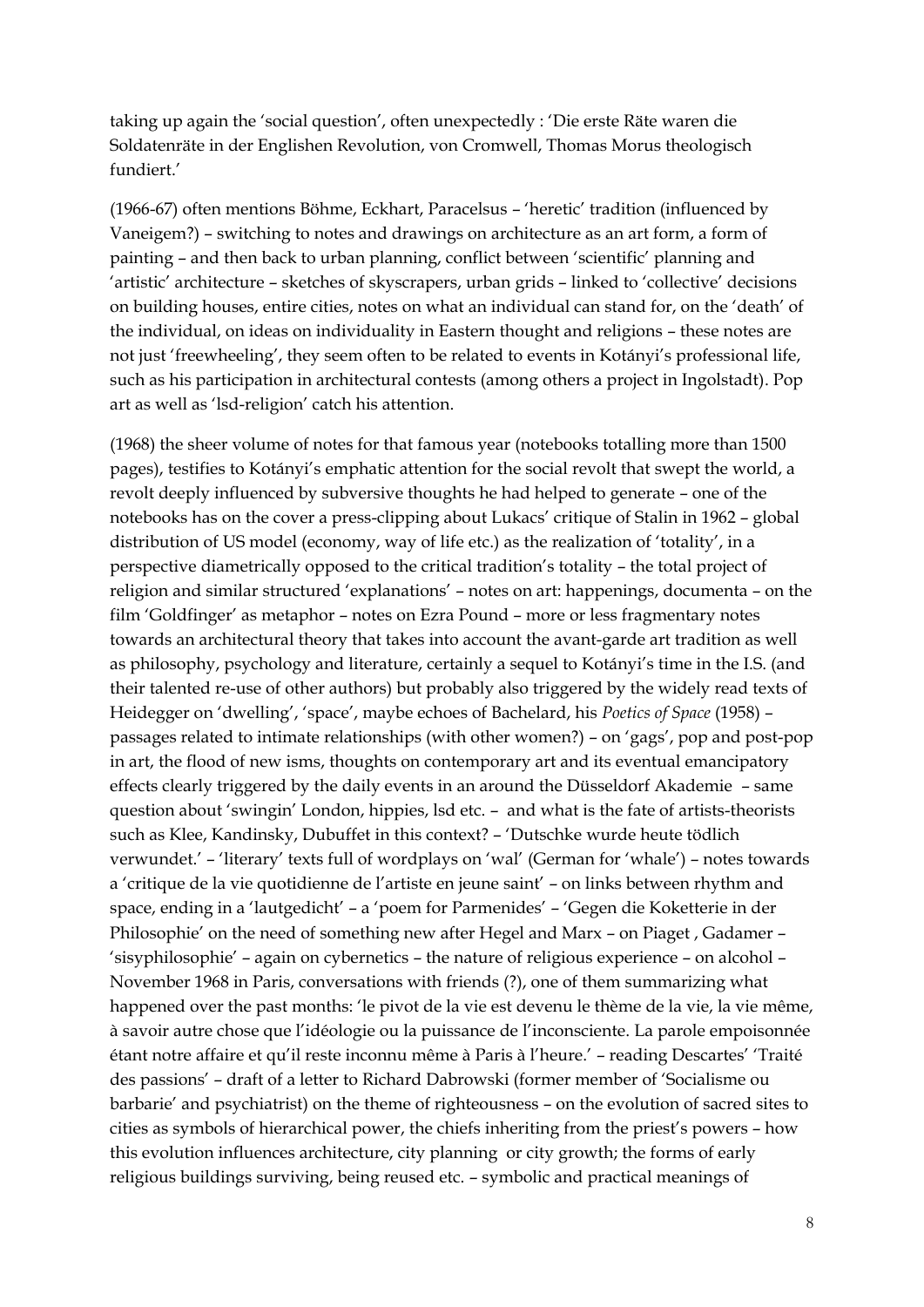taking up again the 'social question', often unexpectedly : 'Die erste Räte waren die Soldatenräte in der Englishen Revolution, von Cromwell, Thomas Morus theologisch fundiert.'

(1966-67) often mentions Böhme, Eckhart, Paracelsus – 'heretic' tradition (influenced by Vaneigem?) – switching to notes and drawings on architecture as an art form, a form of painting – and then back to urban planning, conflict between 'scientific' planning and 'artistic' architecture – sketches of skyscrapers, urban grids – linked to 'collective' decisions on building houses, entire cities, notes on what an individual can stand for, on the 'death' of the individual, on ideas on individuality in Eastern thought and religions – these notes are not just 'freewheeling', they seem often to be related to events in Kotányi's professional life, such as his participation in architectural contests (among others a project in Ingolstadt). Pop art as well as 'lsd-religion' catch his attention.

(1968) the sheer volume of notes for that famous year (notebooks totalling more than 1500 pages), testifies to Kotányi's emphatic attention for the social revolt that swept the world, a revolt deeply influenced by subversive thoughts he had helped to generate – one of the notebooks has on the cover a press-clipping about Lukacs' critique of Stalin in 1962 – global distribution of US model (economy, way of life etc.) as the realization of 'totality', in a perspective diametrically opposed to the critical tradition's totality – the total project of religion and similar structured 'explanations' – notes on art: happenings, documenta – on the film 'Goldfinger' as metaphor – notes on Ezra Pound – more or less fragmentary notes towards an architectural theory that takes into account the avant-garde art tradition as well as philosophy, psychology and literature, certainly a sequel to Kotányi's time in the I.S. (and their talented re-use of other authors) but probably also triggered by the widely read texts of Heidegger on 'dwelling', 'space', maybe echoes of Bachelard, his *Poetics of Space* (1958) – passages related to intimate relationships (with other women?) – on 'gags', pop and post-pop in art, the flood of new isms, thoughts on contemporary art and its eventual emancipatory effects clearly triggered by the daily events in an around the Düsseldorf Akademie – same question about 'swingin' London, hippies, lsd etc. – and what is the fate of artists-theorists such as Klee, Kandinsky, Dubuffet in this context? – 'Dutschke wurde heute tödlich verwundet.' – 'literary' texts full of wordplays on 'wal' (German for 'whale') – notes towards a 'critique de la vie quotidienne de l'artiste en jeune saint' – on links between rhythm and space, ending in a 'lautgedicht' – a 'poem for Parmenides' – 'Gegen die Koketterie in der Philosophie' on the need of something new after Hegel and Marx – on Piaget , Gadamer – 'sisyphilosophie' – again on cybernetics – the nature of religious experience – on alcohol – November 1968 in Paris, conversations with friends (?), one of them summarizing what happened over the past months: 'le pivot de la vie est devenu le thème de la vie, la vie même, à savoir autre chose que l'idéologie ou la puissance de l'inconsciente. La parole empoisonnée étant notre affaire et qu'il reste inconnu même à Paris à l'heure.' – reading Descartes' 'Traité des passions' – draft of a letter to Richard Dabrowski (former member of 'Socialisme ou barbarie' and psychiatrist) on the theme of righteousness – on the evolution of sacred sites to cities as symbols of hierarchical power, the chiefs inheriting from the priest's powers – how this evolution influences architecture, city planning or city growth; the forms of early religious buildings surviving, being reused etc. – symbolic and practical meanings of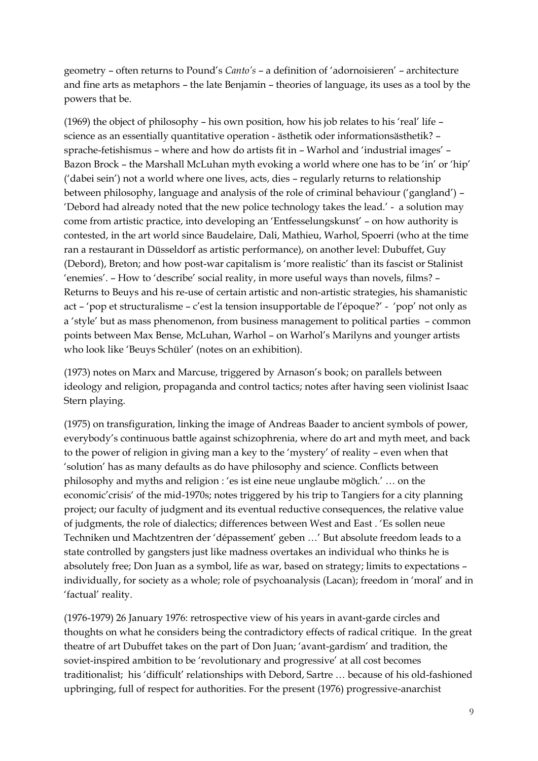geometry – often returns to Pound's *Canto's* – a definition of 'adornoisieren' – architecture and fine arts as metaphors – the late Benjamin – theories of language, its uses as a tool by the powers that be.

(1969) the object of philosophy – his own position, how his job relates to his 'real' life – science as an essentially quantitative operation - ästhetik oder informationsästhetik? – sprache-fetishismus – where and how do artists fit in – Warhol and 'industrial images' – Bazon Brock – the Marshall McLuhan myth evoking a world where one has to be 'in' or 'hip' ('dabei sein') not a world where one lives, acts, dies – regularly returns to relationship between philosophy, language and analysis of the role of criminal behaviour ('gangland') – 'Debord had already noted that the new police technology takes the lead.' - a solution may come from artistic practice, into developing an 'Entfesselungskunst' – on how authority is contested, in the art world since Baudelaire, Dali, Mathieu, Warhol, Spoerri (who at the time ran a restaurant in Düsseldorf as artistic performance), on another level: Dubuffet, Guy (Debord), Breton; and how post-war capitalism is 'more realistic' than its fascist or Stalinist 'enemies'. – How to 'describe' social reality, in more useful ways than novels, films? – Returns to Beuys and his re-use of certain artistic and non-artistic strategies, his shamanistic act – 'pop et structuralisme – c'est la tension insupportable de l'époque?' - 'pop' not only as a 'style' but as mass phenomenon, from business management to political parties – common points between Max Bense, McLuhan, Warhol – on Warhol's Marilyns and younger artists who look like 'Beuys Schüler' (notes on an exhibition).

(1973) notes on Marx and Marcuse, triggered by Arnason's book; on parallels between ideology and religion, propaganda and control tactics; notes after having seen violinist Isaac Stern playing.

(1975) on transfiguration, linking the image of Andreas Baader to ancient symbols of power, everybody's continuous battle against schizophrenia, where do art and myth meet, and back to the power of religion in giving man a key to the 'mystery' of reality – even when that 'solution' has as many defaults as do have philosophy and science. Conflicts between philosophy and myths and religion : 'es ist eine neue unglaube möglich.' … on the economic'crisis' of the mid-1970s; notes triggered by his trip to Tangiers for a city planning project; our faculty of judgment and its eventual reductive consequences, the relative value of judgments, the role of dialectics; differences between West and East . 'Es sollen neue Techniken und Machtzentren der 'dépassement' geben …' But absolute freedom leads to a state controlled by gangsters just like madness overtakes an individual who thinks he is absolutely free; Don Juan as a symbol, life as war, based on strategy; limits to expectations – individually, for society as a whole; role of psychoanalysis (Lacan); freedom in 'moral' and in 'factual' reality.

(1976-1979) 26 January 1976: retrospective view of his years in avant-garde circles and thoughts on what he considers being the contradictory effects of radical critique. In the great theatre of art Dubuffet takes on the part of Don Juan; 'avant-gardism' and tradition, the soviet-inspired ambition to be 'revolutionary and progressive' at all cost becomes traditionalist; his 'difficult' relationships with Debord, Sartre … because of his old-fashioned upbringing, full of respect for authorities. For the present (1976) progressive-anarchist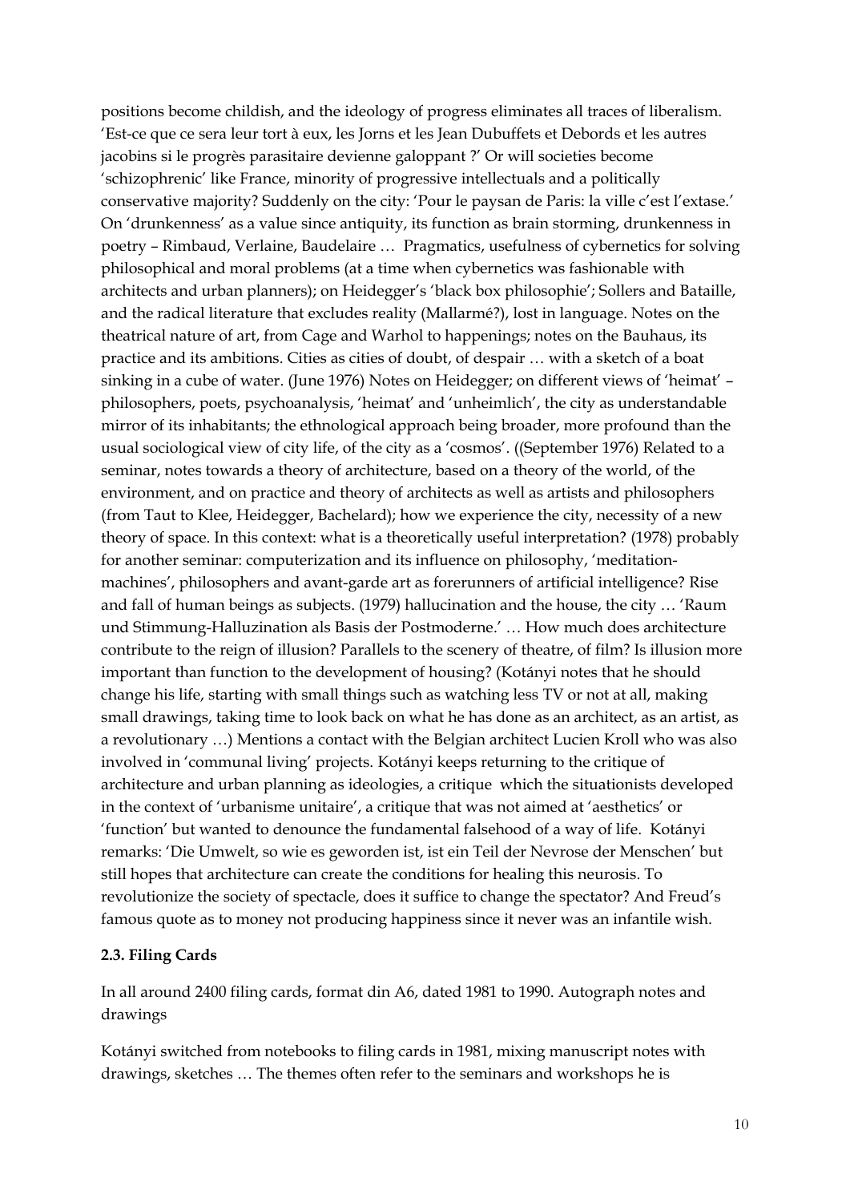positions become childish, and the ideology of progress eliminates all traces of liberalism. 'Est-ce que ce sera leur tort à eux, les Jorns et les Jean Dubuffets et Debords et les autres jacobins si le progrès parasitaire devienne galoppant ?' Or will societies become 'schizophrenic' like France, minority of progressive intellectuals and a politically conservative majority? Suddenly on the city: 'Pour le paysan de Paris: la ville c'est l'extase.' On 'drunkenness' as a value since antiquity, its function as brain storming, drunkenness in poetry – Rimbaud, Verlaine, Baudelaire … Pragmatics, usefulness of cybernetics for solving philosophical and moral problems (at a time when cybernetics was fashionable with architects and urban planners); on Heidegger's 'black box philosophie'; Sollers and Bataille, and the radical literature that excludes reality (Mallarmé?), lost in language. Notes on the theatrical nature of art, from Cage and Warhol to happenings; notes on the Bauhaus, its practice and its ambitions. Cities as cities of doubt, of despair … with a sketch of a boat sinking in a cube of water. (June 1976) Notes on Heidegger; on different views of 'heimat' – philosophers, poets, psychoanalysis, 'heimat' and 'unheimlich', the city as understandable mirror of its inhabitants; the ethnological approach being broader, more profound than the usual sociological view of city life, of the city as a 'cosmos'. ((September 1976) Related to a seminar, notes towards a theory of architecture, based on a theory of the world, of the environment, and on practice and theory of architects as well as artists and philosophers (from Taut to Klee, Heidegger, Bachelard); how we experience the city, necessity of a new theory of space. In this context: what is a theoretically useful interpretation? (1978) probably for another seminar: computerization and its influence on philosophy, 'meditation-machines', philosophers and avant-garde art as forerunners of artificial intelligence? Rise and fall of human beings as subjects. (1979) hallucination and the house, the city … 'Raum und Stimmung-Halluzination als Basis der Postmoderne.' … How much does architecture contribute to the reign of illusion? Parallels to the scenery of theatre, of film? Is illusion more important than function to the development of housing? (Kotányi notes that he should change his life, starting with small things such as watching less TV or not at all, making small drawings, taking time to look back on what he has done as an architect, as an artist, as a revolutionary …) Mentions a contact with the Belgian architect Lucien Kroll who was also involved in 'communal living' projects. Kotányi keeps returning to the critique of architecture and urban planning as ideologies, a critique which the situationists developed in the context of 'urbanisme unitaire', a critique that was not aimed at 'aesthetics' or 'function' but wanted to denounce the fundamental falsehood of a way of life. Kotányi remarks: 'Die Umwelt, so wie es geworden ist, ist ein Teil der Nevrose der Menschen' but still hopes that architecture can create the conditions for healing this neurosis. To revolutionize the society of spectacle, does it suffice to change the spectator? And Freud's famous quote as to money not producing happiness since it never was an infantile wish.

### 2.3. Filing Cards

In all around 2400 filing cards, format din A6, dated 1981 to 1990. Autograph notes and drawings

Kotányi switched from notebooks to filing cards in 1981, mixing manuscript notes with drawings, sketches … The themes often refer to the seminars and workshops he is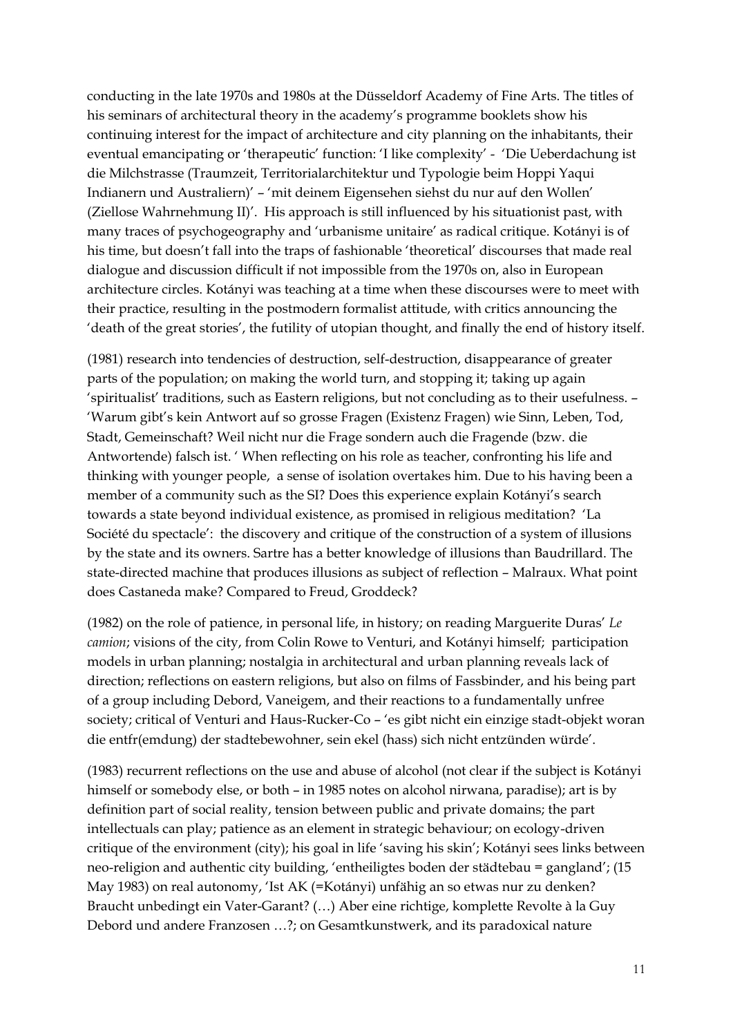conducting in the late 1970s and 1980s at the Düsseldorf Academy of Fine Arts. The titles of his seminars of architectural theory in the academy's programme booklets show his continuing interest for the impact of architecture and city planning on the inhabitants, their eventual emancipating or 'therapeutic' function: 'I like complexity' - 'Die Ueberdachung ist die Milchstrasse (Traumzeit, Territorialarchitektur und Typologie beim Hoppi Yaqui Indianern und Australiern)' – 'mit deinem Eigensehen siehst du nur auf den Wollen' (Ziellose Wahrnehmung II)'. His approach is still influenced by his situationist past, with many traces of psychogeography and 'urbanisme unitaire' as radical critique. Kotányi is of his time, but doesn't fall into the traps of fashionable 'theoretical' discourses that made real dialogue and discussion difficult if not impossible from the 1970s on, also in European architecture circles. Kotányi was teaching at a time when these discourses were to meet with their practice, resulting in the postmodern formalist attitude, with critics announcing the 'death of the great stories', the futility of utopian thought, and finally the end of history itself.

(1981) research into tendencies of destruction, self-destruction, disappearance of greater parts of the population; on making the world turn, and stopping it; taking up again 'spiritualist' traditions, such as Eastern religions, but not concluding as to their usefulness. – 'Warum gibt's kein Antwort auf so grosse Fragen (Existenz Fragen) wie Sinn, Leben, Tod, Stadt, Gemeinschaft? Weil nicht nur die Frage sondern auch die Fragende (bzw. die Antwortende) falsch ist. ' When reflecting on his role as teacher, confronting his life and thinking with younger people, a sense of isolation overtakes him. Due to his having been a member of a community such as the SI? Does this experience explain Kotányi's search towards a state beyond individual existence, as promised in religious meditation? 'La Société du spectacle': the discovery and critique of the construction of a system of illusions by the state and its owners. Sartre has a better knowledge of illusions than Baudrillard. The state-directed machine that produces illusions as subject of reflection – Malraux. What point does Castaneda make? Compared to Freud, Groddeck?

(1982) on the role of patience, in personal life, in history; on reading Marguerite Duras' *Le camion*; visions of the city, from Colin Rowe to Venturi, and Kotányi himself; participation models in urban planning; nostalgia in architectural and urban planning reveals lack of direction; reflections on eastern religions, but also on films of Fassbinder, and his being part of a group including Debord, Vaneigem, and their reactions to a fundamentally unfree society; critical of Venturi and Haus-Rucker-Co – 'es gibt nicht ein einzige stadt-objekt woran die entfr(emdung) der stadtebewohner, sein ekel (hass) sich nicht entzünden würde'.

(1983) recurrent reflections on the use and abuse of alcohol (not clear if the subject is Kotányi himself or somebody else, or both – in 1985 notes on alcohol nirwana, paradise); art is by definition part of social reality, tension between public and private domains; the part intellectuals can play; patience as an element in strategic behaviour; on ecology-driven critique of the environment (city); his goal in life 'saving his skin'; Kotányi sees links between neo-religion and authentic city building, 'entheiligtes boden der städtebau = gangland'; (15 May 1983) on real autonomy, 'Ist AK (=Kotányi) unfähig an so etwas nur zu denken? Braucht unbedingt ein Vater-Garant? (…) Aber eine richtige, komplette Revolte à la Guy Debord und andere Franzosen …?; on Gesamtkunstwerk, and its paradoxical nature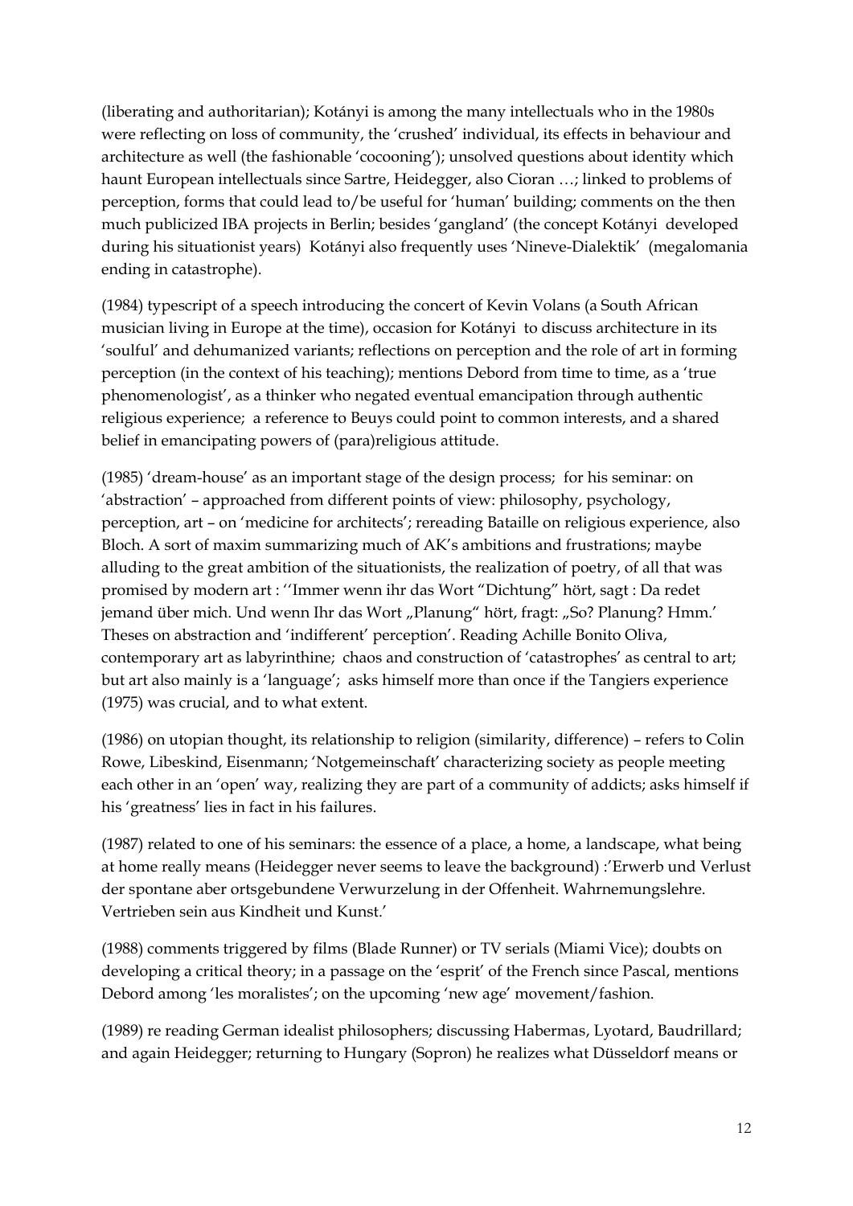(liberating and authoritarian); Kotányi is among the many intellectuals who in the 1980s were reflecting on loss of community, the 'crushed' individual, its effects in behaviour and architecture as well (the fashionable 'cocooning'); unsolved questions about identity which haunt European intellectuals since Sartre, Heidegger, also Cioran …; linked to problems of perception, forms that could lead to/be useful for 'human' building; comments on the then much publicized IBA projects in Berlin; besides 'gangland' (the concept Kotányi developed during his situationist years) Kotányi also frequently uses 'Nineve-Dialektik' (megalomania ending in catastrophe).

(1984) typescript of a speech introducing the concert of Kevin Volans (a South African musician living in Europe at the time), occasion for Kotányi to discuss architecture in its 'soulful' and dehumanized variants; reflections on perception and the role of art in forming perception (in the context of his teaching); mentions Debord from time to time, as a 'true phenomenologist', as a thinker who negated eventual emancipation through authentic religious experience; a reference to Beuys could point to common interests, and a shared belief in emancipating powers of (para)religious attitude.

(1985) 'dream-house' as an important stage of the design process; for his seminar: on 'abstraction' – approached from different points of view: philosophy, psychology, perception, art – on 'medicine for architects'; rereading Bataille on religious experience, also Bloch. A sort of maxim summarizing much of AK's ambitions and frustrations; maybe alluding to the great ambition of the situationists, the realization of poetry, of all that was promised by modern art : ''Immer wenn ihr das Wort "Dichtung" hört, sagt : Da redet jemand über mich. Und wenn Ihr das Wort „Planung" hört, fragt: „So? Planung? Hmm.' Theses on abstraction and 'indifferent' perception'. Reading Achille Bonito Oliva, contemporary art as labyrinthine; chaos and construction of 'catastrophes' as central to art; but art also mainly is a 'language'; asks himself more than once if the Tangiers experience (1975) was crucial, and to what extent.

(1986) on utopian thought, its relationship to religion (similarity, difference) – refers to Colin Rowe, Libeskind, Eisenmann; 'Notgemeinschaft' characterizing society as people meeting each other in an 'open' way, realizing they are part of a community of addicts; asks himself if his 'greatness' lies in fact in his failures.

(1987) related to one of his seminars: the essence of a place, a home, a landscape, what being at home really means (Heidegger never seems to leave the background) :'Erwerb und Verlust der spontane aber ortsgebundene Verwurzelung in der Offenheit. Wahrnemungslehre. Vertrieben sein aus Kindheit und Kunst.'

(1988) comments triggered by films (Blade Runner) or TV serials (Miami Vice); doubts on developing a critical theory; in a passage on the 'esprit' of the French since Pascal, mentions Debord among 'les moralistes'; on the upcoming 'new age' movement/fashion.

(1989) re reading German idealist philosophers; discussing Habermas, Lyotard, Baudrillard; and again Heidegger; returning to Hungary (Sopron) he realizes what Düsseldorf means or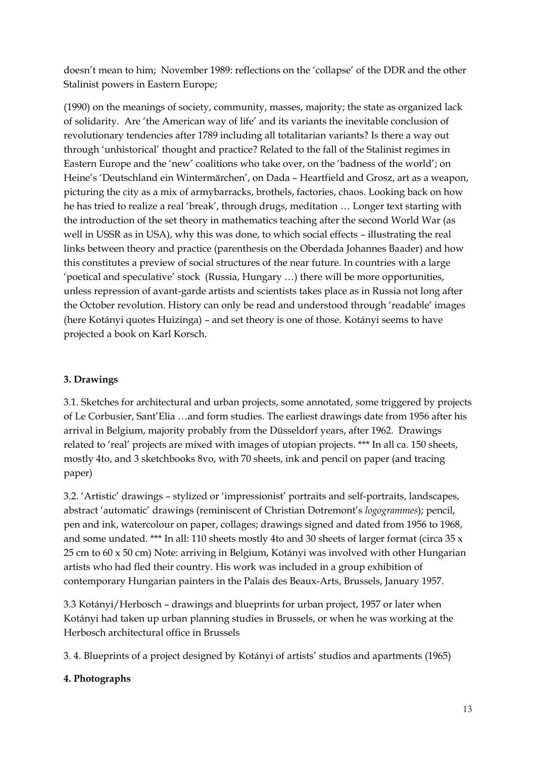doesn't mean to him; November 1989: reflections on the 'collapse' of the DDR and the other Stalinist powers in Eastern Europe;

(1990) on the meanings of society, community, masses, majority; the state as organized lack of solidarity. Are 'the American way of life' and its variants the inevitable conclusion of revolutionary tendencies after 1789 including all totalitarian variants? Is there a way out through 'unhistorical' thought and practice? Related to the fall of the Stalinist regimes in Eastern Europe and the 'new' coalitions who take over, on the 'badness of the world'; on Heine's 'Deutschland ein Wintermärchen', on Dada – Heartfield and Grosz, art as a weapon, picturing the city as a mix of armybarracks, brothels, factories, chaos. Looking back on how he has tried to realize a real 'break', through drugs, meditation … Longer text starting with the introduction of the set theory in mathematics teaching after the second World War (as well in USSR as in USA), why this was done, to which social effects – illustrating the real links between theory and practice (parenthesis on the Oberdada Johannes Baader) and how this constitutes a preview of social structures of the near future. In countries with a large 'poetical and speculative' stock (Russia, Hungary …) there will be more opportunities, unless repression of avant-garde artists and scientists takes place as in Russia not long after the October revolution. History can only be read and understood through 'readable' images (here Kotányi quotes Huizinga) – and set theory is one of those. Kotányi seems to have projected a book on Karl Korsch.

### 3. Drawings

3.1. Sketches for architectural and urban projects, some annotated, some triggered by projects of Le Corbusier, Sant'Elia …and form studies. The earliest drawings date from 1956 after his arrival in Belgium, majority probably from the Düsseldorf years, after 1962. Drawings related to 'real' projects are mixed with images of utopian projects. *** In all ca. 150 sheets, mostly 4to, and 3 sketchbooks 8vo, with 70 sheets, ink and pencil on paper (and tracing paper)

3.2. 'Artistic' drawings – stylized or 'impressionist' portraits and self-portraits, landscapes, abstract 'automatic' drawings (reminiscent of Christian Dotremont's *logogrammes*); pencil, pen and ink, watercolour on paper, collages; drawings signed and dated from 1956 to 1968, and some undated. *** In all: 110 sheets mostly 4to and 30 sheets of larger format (circa 35 x 25 cm to 60 x 50 cm) Note: arriving in Belgium, Kotányi was involved with other Hungarian artists who had fled their country. His work was included in a group exhibition of contemporary Hungarian painters in the Palais des Beaux-Arts, Brussels, January 1957.

3.3 Kotányi/Herbosch – drawings and blueprints for urban project, 1957 or later when Kotányi had taken up urban planning studies in Brussels, or when he was working at the Herbosch architectural office in Brussels

3. 4. Blueprints of a project designed by Kotányi of artists' studios and apartments (1965)

### 4. Photographs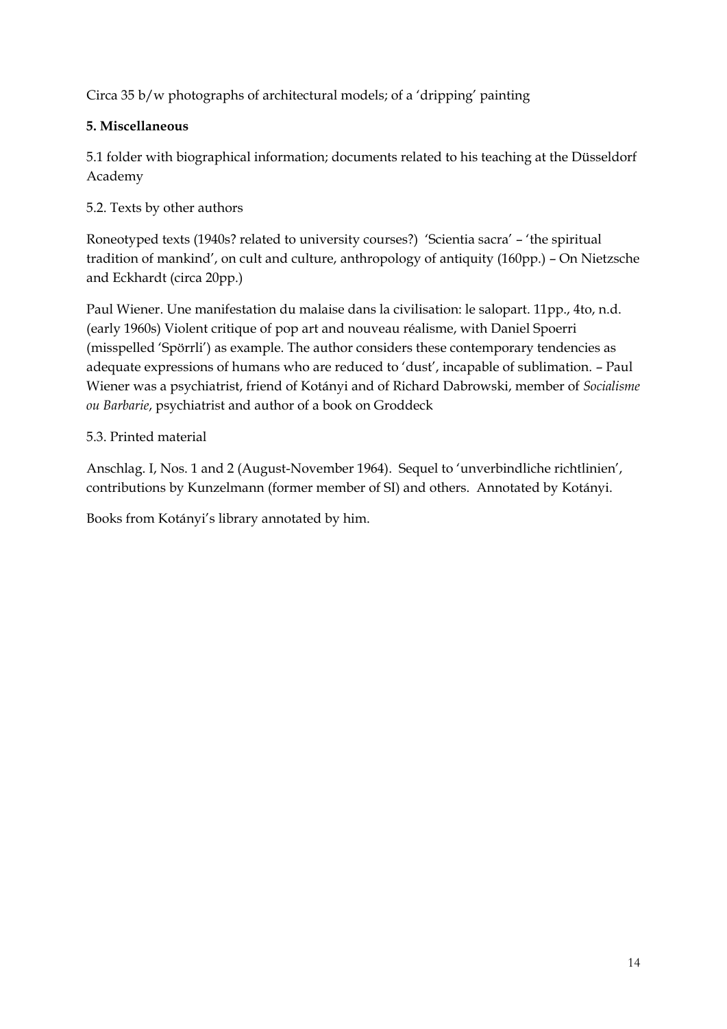Circa 35 b/w photographs of architectural models; of a 'dripping' painting

**5. Miscellaneous**

5.1 folder with biographical information; documents related to his teaching at the Düsseldorf Academy

5.2. Texts by other authors

Roneotyped texts (1940s? related to university courses?) 'Scientia sacra' – 'the spiritual tradition of mankind', on cult and culture, anthropology of antiquity (160pp.) – On Nietzsche and Eckhardt (circa 20pp.)

Paul Wiener. Une manifestation du malaise dans la civilisation: le salopart. 11pp., 4to, n.d. (early 1960s) Violent critique of pop art and nouveau réalisme, with Daniel Spoerri (misspelled 'Spörrli') as example. The author considers these contemporary tendencies as adequate expressions of humans who are reduced to 'dust', incapable of sublimation. – Paul Wiener was a psychiatrist, friend of Kotányi and of Richard Dabrowski, member of *Socialisme ou Barbarie*, psychiatrist and author of a book on Groddeck

5.3. Printed material

Anschlag. I, Nos. 1 and 2 (August-November 1964). Sequel to 'unverbindliche richtlinien', contributions by Kunzelmann (former member of SI) and others. Annotated by Kotányi.

Books from Kotányi's library annotated by him.